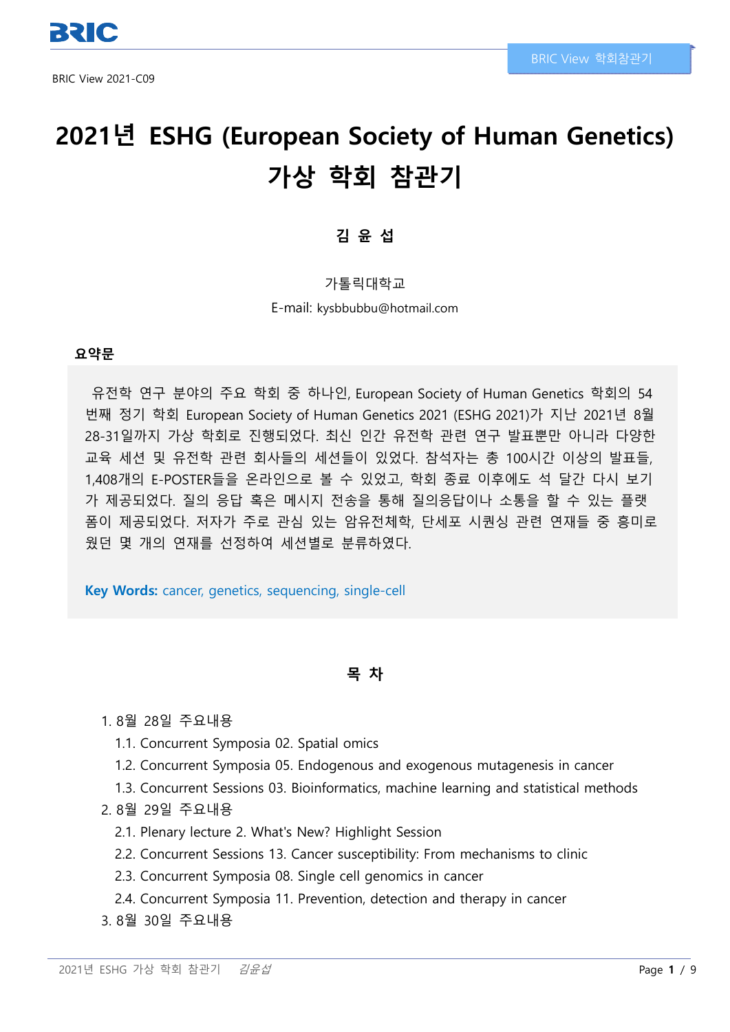BRIC View 2021-C09

# 2021년 ESHG (European Society of Human Genetics) 가상 학회 참관기

**김 윤 섭**

가톨릭대학교

E-mail: kysbbubbu@hotmail.com

**요약문**

유전학 연구 분야의 주요 학회 중 하나인, European Society of Human Genetics 학회의 54번째 정기 학회 European Society of Human Genetics 2021 (ESHG 2021)가 지난 2021년 8월 28-31일까지 가상 학회로 진행되었다. 최신 인간 유전학 관련 연구 발표뿐만 아니라 다양한 교육 세션 및 유전학 관련 회사들의 세션들이 있었다. 참석자는 총 100시간 이상의 발표들, 1,408개의 E-POSTER들을 온라인으로 볼 수 있었고, 학회 종료 이후에도 석 달간 다시 보기가 제공되었다. 질의 응답 혹은 메시지 전송을 통해 질의응답이나 소통을 할 수 있는 플랫폼이 제공되었다. 저자가 주로 관심 있는 암유전체학, 단세포 시퀀싱 관련 연재들 중 흥미로웠던 몇 개의 연재를 선정하여 세션별로 분류하였다.

**Key Words:** cancer, genetics, sequencing, single-cell

## 목 차

1. 8월 28일 주요내용
   - 1.1. Concurrent Symposia 02. Spatial omics
   - 1.2. Concurrent Symposia 05. Endogenous and exogenous mutagenesis in cancer
   - 1.3. Concurrent Sessions 03. Bioinformatics, machine learning and statistical methods
2. 8월 29일 주요내용
   - 2.1. Plenary lecture 2. What's New? Highlight Session
   - 2.2. Concurrent Sessions 13. Cancer susceptibility: From mechanisms to clinic
   - 2.3. Concurrent Symposia 08. Single cell genomics in cancer
   - 2.4. Concurrent Symposia 11. Prevention, detection and therapy in cancer
3. 8월 30일 주요내용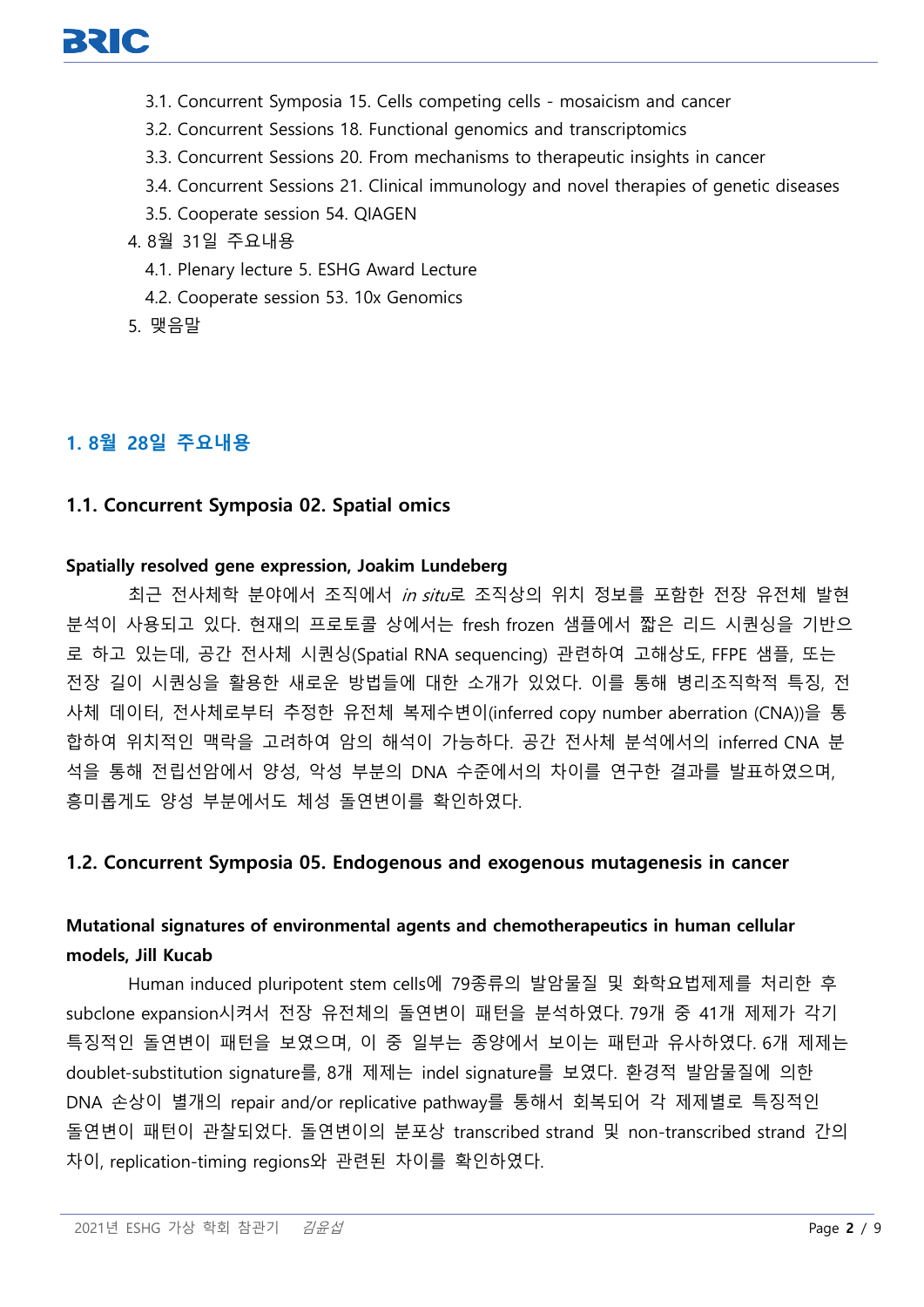- 3.1. Concurrent Symposia 15. Cells competing cells - mosaicism and cancer
   - 3.2. Concurrent Sessions 18. Functional genomics and transcriptomics
   - 3.3. Concurrent Sessions 20. From mechanisms to therapeutic insights in cancer
   - 3.4. Concurrent Sessions 21. Clinical immunology and novel therapies of genetic diseases
   - 3.5. Cooperate session 54. QIAGEN
4. 8월 31일 주요내용
   - 4.1. Plenary lecture 5. ESHG Award Lecture
   - 4.2. Cooperate session 53. 10x Genomics
5. 맺음말

## 1. 8월 28일 주요내용

### 1.1. Concurrent Symposia 02. Spatial omics

**Spatially resolved gene expression, Joakim Lundeberg**

최근 전사체학 분야에서 조직에서 *in situ*로 조직상의 위치 정보를 포함한 전장 유전체 발현 분석이 사용되고 있다. 현재의 프로토콜 상에서는 fresh frozen 샘플에서 짧은 리드 시퀀싱을 기반으로 하고 있는데, 공간 전사체 시퀀싱(Spatial RNA sequencing) 관련하여 고해상도, FFPE 샘플, 또는 전장 길이 시퀀싱을 활용한 새로운 방법들에 대한 소개가 있었다. 이를 통해 병리조직학적 특징, 전사체 데이터, 전사체로부터 추정한 유전체 복제수변이(inferred copy number aberration (CNA))을 통합하여 위치적인 맥락을 고려하여 암의 해석이 가능하다. 공간 전사체 분석에서의 inferred CNA 분석을 통해 전립선암에서 양성, 악성 부분의 DNA 수준에서의 차이를 연구한 결과를 발표하였으며, 흥미롭게도 양성 부분에서도 체성 돌연변이를 확인하였다.

### 1.2. Concurrent Symposia 05. Endogenous and exogenous mutagenesis in cancer

**Mutational signatures of environmental agents and chemotherapeutics in human cellular models, Jill Kucab**

Human induced pluripotent stem cells에 79종류의 발암물질 및 화학요법제제를 처리한 후 subclone expansion시켜서 전장 유전체의 돌연변이 패턴을 분석하였다. 79개 중 41개 제제가 각기 특징적인 돌연변이 패턴을 보였으며, 이 중 일부는 종양에서 보이는 패턴과 유사하였다. 6개 제제는 doublet-substitution signature를, 8개 제제는 indel signature를 보였다. 환경적 발암물질에 의한 DNA 손상이 별개의 repair and/or replicative pathway를 통해서 회복되어 각 제제별로 특징적인 돌연변이 패턴이 관찰되었다. 돌연변이의 분포상 transcribed strand 및 non-transcribed strand 간의 차이, replication-timing regions와 관련된 차이를 확인하였다.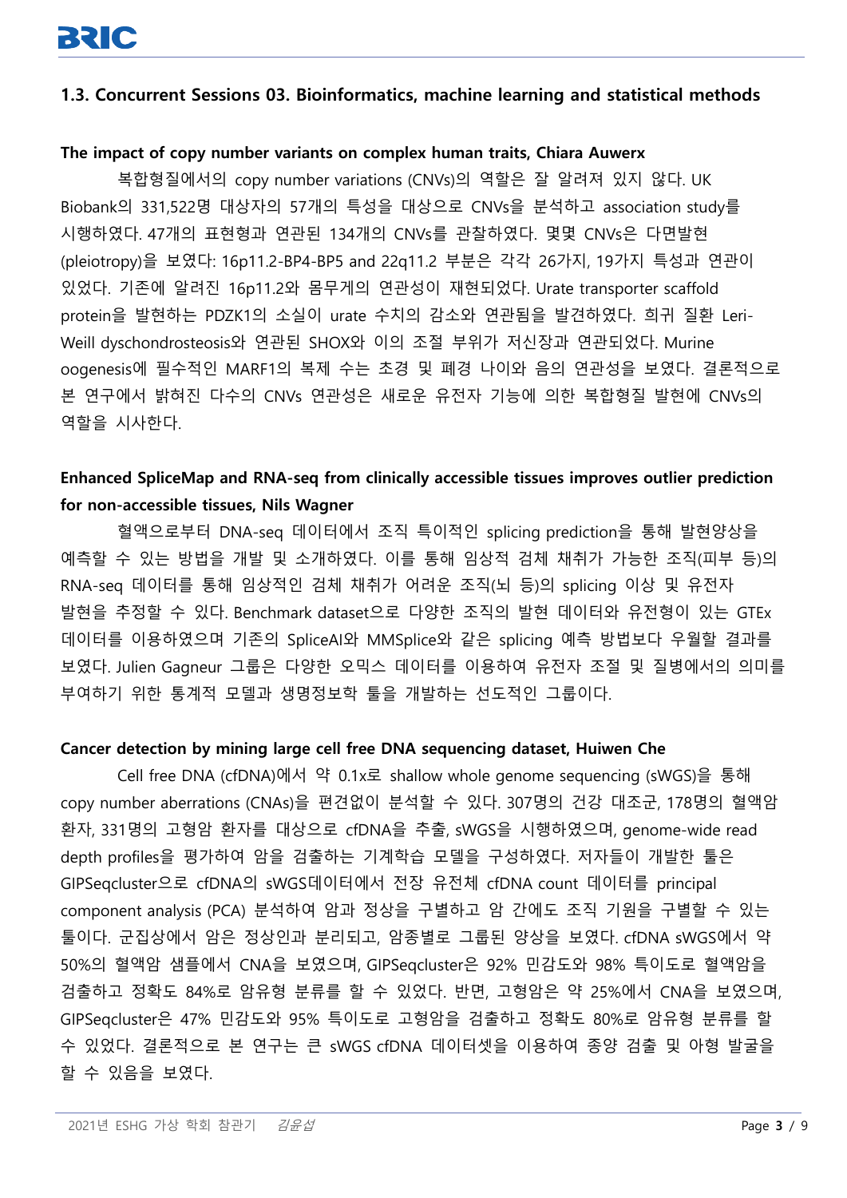## 1.3. Concurrent Sessions 03. Bioinformatics, machine learning and statistical methods

**The impact of copy number variants on complex human traits, Chiara Auwerx**

복합형질에서의 copy number variations (CNVs)의 역할은 잘 알려져 있지 않다. UK Biobank의 331,522명 대상자의 57개의 특성을 대상으로 CNVs을 분석하고 association study를 시행하였다. 47개의 표현형과 연관된 134개의 CNVs를 관찰하였다. 몇몇 CNVs은 다면발현 (pleiotropy)을 보였다: 16p11.2-BP4-BP5 and 22q11.2 부분은 각각 26가지, 19가지 특성과 연관이 있었다. 기존에 알려진 16p11.2와 몸무게의 연관성이 재현되었다. Urate transporter scaffold protein을 발현하는 PDZK1의 소실이 urate 수치의 감소와 연관됨을 발견하였다. 희귀 질환 Leri-Weill dyschondrosteosis와 연관된 SHOX와 이의 조절 부위가 저신장과 연관되었다. Murine oogenesis에 필수적인 MARF1의 복제 수는 초경 및 폐경 나이와 음의 연관성을 보였다. 결론적으로 본 연구에서 밝혀진 다수의 CNVs 연관성은 새로운 유전자 기능에 의한 복합형질 발현에 CNVs의 역할을 시사한다.

**Enhanced SpliceMap and RNA-seq from clinically accessible tissues improves outlier prediction for non-accessible tissues, Nils Wagner**

혈액으로부터 DNA-seq 데이터에서 조직 특이적인 splicing prediction을 통해 발현양상을 예측할 수 있는 방법을 개발 및 소개하였다. 이를 통해 임상적 검체 채취가 가능한 조직(피부 등)의 RNA-seq 데이터를 통해 임상적인 검체 채취가 어려운 조직(뇌 등)의 splicing 이상 및 유전자 발현을 추정할 수 있다. Benchmark dataset으로 다양한 조직의 발현 데이터와 유전형이 있는 GTEx 데이터를 이용하였으며 기존의 SpliceAI와 MMSplice와 같은 splicing 예측 방법보다 우월할 결과를 보였다. Julien Gagneur 그룹은 다양한 오믹스 데이터를 이용하여 유전자 조절 및 질병에서의 의미를 부여하기 위한 통계적 모델과 생명정보학 툴을 개발하는 선도적인 그룹이다.

**Cancer detection by mining large cell free DNA sequencing dataset, Huiwen Che**

Cell free DNA (cfDNA)에서 약 0.1x로 shallow whole genome sequencing (sWGS)을 통해 copy number aberrations (CNAs)을 편견없이 분석할 수 있다. 307명의 건강 대조군, 178명의 혈액암 환자, 331명의 고형암 환자를 대상으로 cfDNA을 추출, sWGS을 시행하였으며, genome-wide read depth profiles을 평가하여 암을 검출하는 기계학습 모델을 구성하였다. 저자들이 개발한 툴은 GIPSeqcluster으로 cfDNA의 sWGS데이터에서 전장 유전체 cfDNA count 데이터를 principal component analysis (PCA) 분석하여 암과 정상을 구별하고 암 간에도 조직 기원을 구별할 수 있는 툴이다. 군집상에서 암은 정상인과 분리되고, 암종별로 그룹된 양상을 보였다. cfDNA sWGS에서 약 50%의 혈액암 샘플에서 CNA을 보였으며, GIPSeqcluster은 92% 민감도와 98% 특이도로 혈액암을 검출하고 정확도 84%로 암유형 분류를 할 수 있었다. 반면, 고형암은 약 25%에서 CNA을 보였으며, GIPSeqcluster은 47% 민감도와 95% 특이도로 고형암을 검출하고 정확도 80%로 암유형 분류를 할 수 있었다. 결론적으로 본 연구는 큰 sWGS cfDNA 데이터셋을 이용하여 종양 검출 및 아형 발굴을 할 수 있음을 보였다.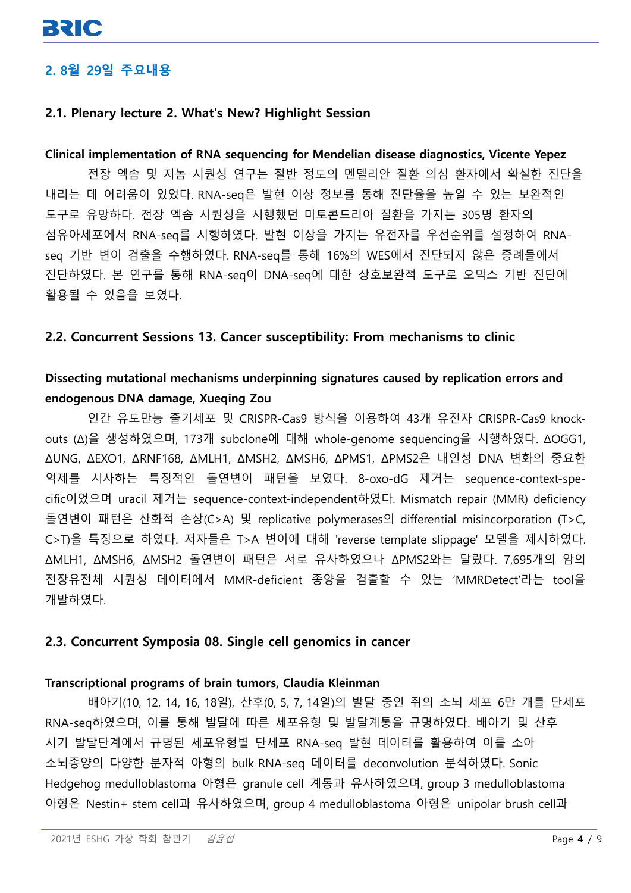## 2. 8월 29일 주요내용

### 2.1. Plenary lecture 2. What's New? Highlight Session

**Clinical implementation of RNA sequencing for Mendelian disease diagnostics, Vicente Yepez**

전장 엑솜 및 지놈 시퀀싱 연구는 절반 정도의 멘델리안 질환 의심 환자에서 확실한 진단을 내리는 데 어려움이 있었다. RNA-seq은 발현 이상 정보를 통해 진단율을 높일 수 있는 보완적인 도구로 유망하다. 전장 엑솜 시퀀싱을 시행했던 미토콘드리아 질환을 가지는 305명 환자의 섬유아세포에서 RNA-seq를 시행하였다. 발현 이상을 가지는 유전자를 우선순위를 설정하여 RNA-seq 기반 변이 검출을 수행하였다. RNA-seq를 통해 16%의 WES에서 진단되지 않은 증례들에서 진단하였다. 본 연구를 통해 RNA-seq이 DNA-seq에 대한 상호보완적 도구로 오믹스 기반 진단에 활용될 수 있음을 보였다.

### 2.2. Concurrent Sessions 13. Cancer susceptibility: From mechanisms to clinic

**Dissecting mutational mechanisms underpinning signatures caused by replication errors and endogenous DNA damage, Xueqing Zou**

인간 유도만능 줄기세포 및 CRISPR-Cas9 방식을 이용하여 43개 유전자 CRISPR-Cas9 knock-outs (Δ)을 생성하였으며, 173개 subclone에 대해 whole-genome sequencing을 시행하였다. ΔOGG1, ΔUNG, ΔEXO1, ΔRNF168, ΔMLH1, ΔMSH2, ΔMSH6, ΔPMS1, ΔPMS2은 내인성 DNA 변화의 중요한 억제를 시사하는 특징적인 돌연변이 패턴을 보였다. 8-oxo-dG 제거는 sequence-context-specific이었으며 uracil 제거는 sequence-context-independent하였다. Mismatch repair (MMR) deficiency 돌연변이 패턴은 산화적 손상(C>A) 및 replicative polymerases의 differential misincorporation (T>C, C>T)을 특징으로 하였다. 저자들은 T>A 변이에 대해 'reverse template slippage' 모델을 제시하였다. ΔMLH1, ΔMSH6, ΔMSH2 돌연변이 패턴은 서로 유사하였으나 ΔPMS2와는 달랐다. 7,695개의 암의 전장유전체 시퀀싱 데이터에서 MMR-deficient 종양을 검출할 수 있는 'MMRDetect'라는 tool을 개발하였다.

### 2.3. Concurrent Symposia 08. Single cell genomics in cancer

**Transcriptional programs of brain tumors, Claudia Kleinman**

배아기(10, 12, 14, 16, 18일), 산후(0, 5, 7, 14일)의 발달 중인 쥐의 소뇌 세포 6만 개를 단세포 RNA-seq하였으며, 이를 통해 발달에 따른 세포유형 및 발달계통을 규명하였다. 배아기 및 산후 시기 발달단계에서 규명된 세포유형별 단세포 RNA-seq 발현 데이터를 활용하여 이를 소아 소뇌종양의 다양한 분자적 아형의 bulk RNA-seq 데이터를 deconvolution 분석하였다. Sonic Hedgehog medulloblastoma 아형은 granule cell 계통과 유사하였으며, group 3 medulloblastoma 아형은 Nestin+ stem cell과 유사하였으며, group 4 medulloblastoma 아형은 unipolar brush cell과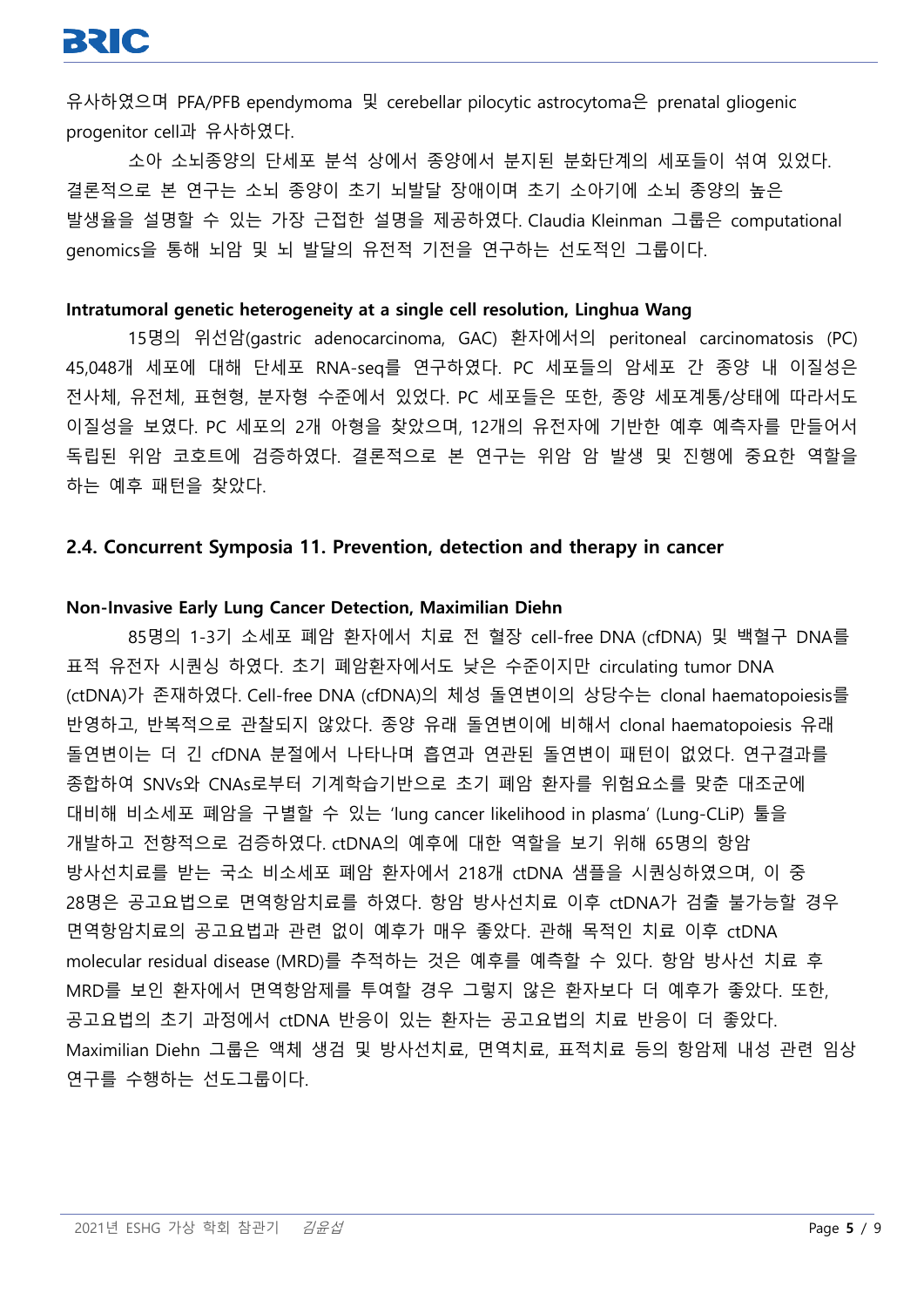유사하였으며 PFA/PFB ependymoma 및 cerebellar pilocytic astrocytoma은 prenatal gliogenic progenitor cell과 유사하였다.

소아 소뇌종양의 단세포 분석 상에서 종양에서 분지된 분화단계의 세포들이 섞여 있었다. 결론적으로 본 연구는 소뇌 종양이 초기 뇌발달 장애이며 초기 소아기에 소뇌 종양의 높은 발생율을 설명할 수 있는 가장 근접한 설명을 제공하였다. Claudia Kleinman 그룹은 computational genomics을 통해 뇌암 및 뇌 발달의 유전적 기전을 연구하는 선도적인 그룹이다.

**Intratumoral genetic heterogeneity at a single cell resolution, Linghua Wang**

15명의 위선암(gastric adenocarcinoma, GAC) 환자에서의 peritoneal carcinomatosis (PC) 45,048개 세포에 대해 단세포 RNA-seq를 연구하였다. PC 세포들의 암세포 간 종양 내 이질성은 전사체, 유전체, 표현형, 분자형 수준에서 있었다. PC 세포들은 또한, 종양 세포계통/상태에 따라서도 이질성을 보였다. PC 세포의 2개 아형을 찾았으며, 12개의 유전자에 기반한 예후 예측자를 만들어서 독립된 위암 코호트에 검증하였다. 결론적으로 본 연구는 위암 암 발생 및 진행에 중요한 역할을 하는 예후 패턴을 찾았다.

## 2.4. Concurrent Symposia 11. Prevention, detection and therapy in cancer

**Non-Invasive Early Lung Cancer Detection, Maximilian Diehn**

85명의 1-3기 소세포 폐암 환자에서 치료 전 혈장 cell-free DNA (cfDNA) 및 백혈구 DNA를 표적 유전자 시퀀싱 하였다. 초기 폐암환자에서도 낮은 수준이지만 circulating tumor DNA (ctDNA)가 존재하였다. Cell-free DNA (cfDNA)의 체성 돌연변이의 상당수는 clonal haematopoiesis를 반영하고, 반복적으로 관찰되지 않았다. 종양 유래 돌연변이에 비해서 clonal haematopoiesis 유래 돌연변이는 더 긴 cfDNA 분절에서 나타나며 흡연과 연관된 돌연변이 패턴이 없었다. 연구결과를 종합하여 SNVs와 CNAs로부터 기계학습기반으로 초기 폐암 환자를 위험요소를 맞춘 대조군에 대비해 비소세포 폐암을 구별할 수 있는 'lung cancer likelihood in plasma' (Lung-CLiP) 툴을 개발하고 전향적으로 검증하였다. ctDNA의 예후에 대한 역할을 보기 위해 65명의 항암 방사선치료를 받는 국소 비소세포 폐암 환자에서 218개 ctDNA 샘플을 시퀀싱하였으며, 이 중 28명은 공고요법으로 면역항암치료를 하였다. 항암 방사선치료 이후 ctDNA가 검출 불가능할 경우 면역항암치료의 공고요법과 관련 없이 예후가 매우 좋았다. 관해 목적인 치료 이후 ctDNA molecular residual disease (MRD)를 추적하는 것은 예후를 예측할 수 있다. 항암 방사선 치료 후 MRD를 보인 환자에서 면역항암제를 투여할 경우 그렇지 않은 환자보다 더 예후가 좋았다. 또한, 공고요법의 초기 과정에서 ctDNA 반응이 있는 환자는 공고요법의 치료 반응이 더 좋았다. Maximilian Diehn 그룹은 액체 생검 및 방사선치료, 면역치료, 표적치료 등의 항암제 내성 관련 임상 연구를 수행하는 선도그룹이다.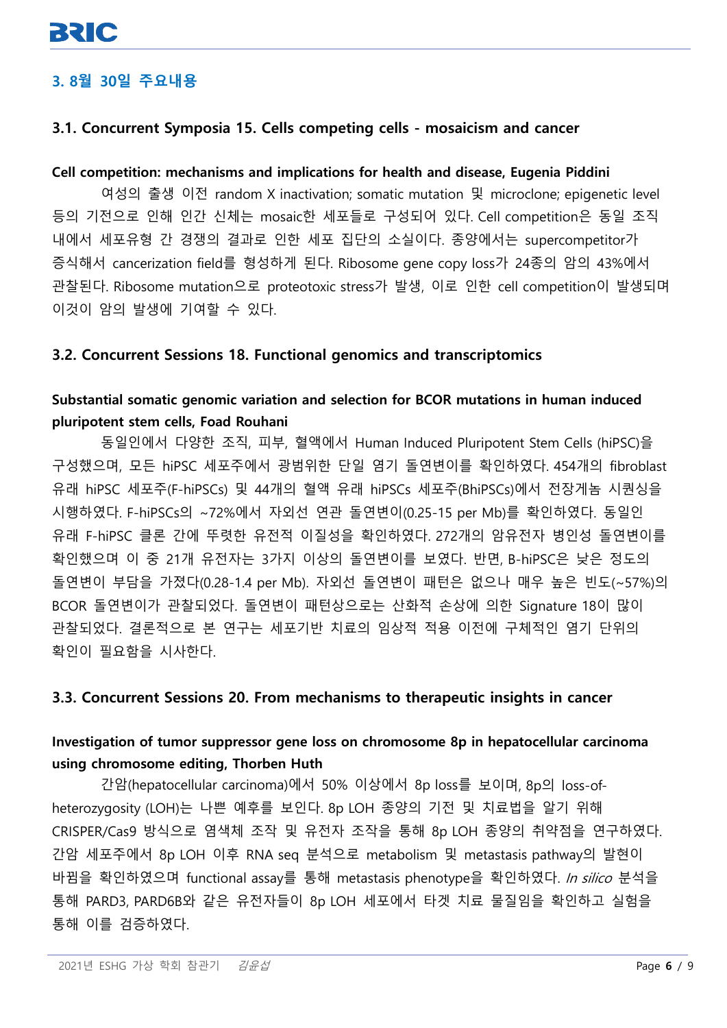## 3. 8월 30일 주요내용

### 3.1. Concurrent Symposia 15. Cells competing cells - mosaicism and cancer

**Cell competition: mechanisms and implications for health and disease, Eugenia Piddini**

여성의 출생 이전 random X inactivation; somatic mutation 및 microclone; epigenetic level 등의 기전으로 인해 인간 신체는 mosaic한 세포들로 구성되어 있다. Cell competition은 동일 조직 내에서 세포유형 간 경쟁의 결과로 인한 세포 집단의 소실이다. 종양에서는 supercompetitor가 증식해서 cancerization field를 형성하게 된다. Ribosome gene copy loss가 24종의 암의 43%에서 관찰된다. Ribosome mutation으로 proteotoxic stress가 발생, 이로 인한 cell competition이 발생되며 이것이 암의 발생에 기여할 수 있다.

### 3.2. Concurrent Sessions 18. Functional genomics and transcriptomics

**Substantial somatic genomic variation and selection for BCOR mutations in human induced pluripotent stem cells, Foad Rouhani**

동일인에서 다양한 조직, 피부, 혈액에서 Human Induced Pluripotent Stem Cells (hiPSC)을 구성했으며, 모든 hiPSC 세포주에서 광범위한 단일 염기 돌연변이를 확인하였다. 454개의 fibroblast 유래 hiPSC 세포주(F-hiPSCs) 및 44개의 혈액 유래 hiPSCs 세포주(BhiPSCs)에서 전장게놈 시퀀싱을 시행하였다. F-hiPSCs의 ~72%에서 자외선 연관 돌연변이(0.25-15 per Mb)를 확인하였다. 동일인 유래 F-hiPSC 클론 간에 뚜렷한 유전적 이질성을 확인하였다. 272개의 암유전자 병인성 돌연변이를 확인했으며 이 중 21개 유전자는 3가지 이상의 돌연변이를 보였다. 반면, B-hiPSC은 낮은 정도의 돌연변이 부담을 가졌다(0.28-1.4 per Mb). 자외선 돌연변이 패턴은 없으나 매우 높은 빈도(~57%)의 BCOR 돌연변이가 관찰되었다. 돌연변이 패턴상으로는 산화적 손상에 의한 Signature 18이 많이 관찰되었다. 결론적으로 본 연구는 세포기반 치료의 임상적 적용 이전에 구체적인 염기 단위의 확인이 필요함을 시사한다.

### 3.3. Concurrent Sessions 20. From mechanisms to therapeutic insights in cancer

**Investigation of tumor suppressor gene loss on chromosome 8p in hepatocellular carcinoma using chromosome editing, Thorben Huth**

간암(hepatocellular carcinoma)에서 50% 이상에서 8p loss를 보이며, 8p의 loss-of-heterozygosity (LOH)는 나쁜 예후를 보인다. 8p LOH 종양의 기전 및 치료법을 알기 위해 CRISPER/Cas9 방식으로 염색체 조작 및 유전자 조작을 통해 8p LOH 종양의 취약점을 연구하였다. 간암 세포주에서 8p LOH 이후 RNA seq 분석으로 metabolism 및 metastasis pathway의 발현이 바뀜을 확인하였으며 functional assay를 통해 metastasis phenotype을 확인하였다. *In silico* 분석을 통해 PARD3, PARD6B와 같은 유전자들이 8p LOH 세포에서 타겟 치료 물질임을 확인하고 실험을 통해 이를 검증하였다.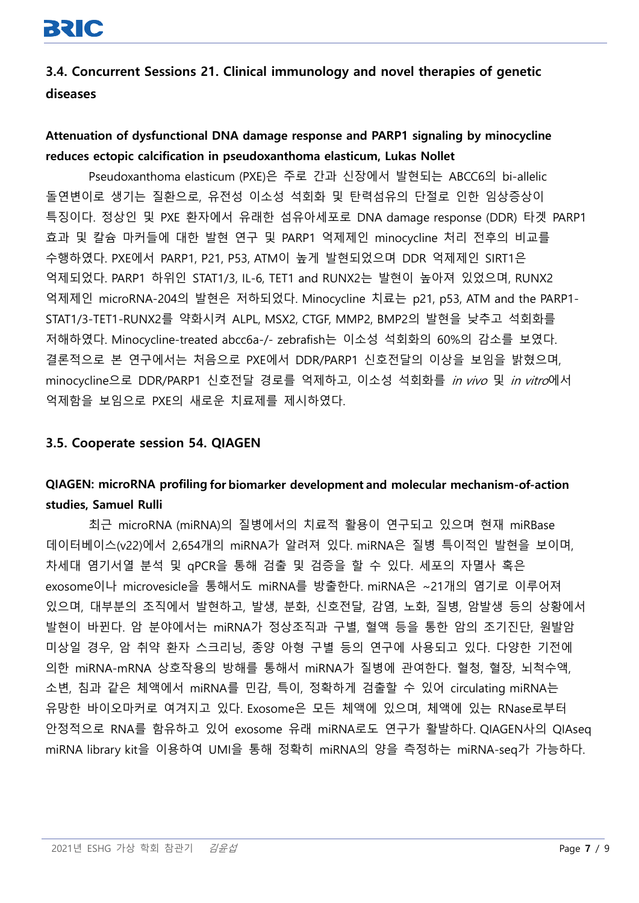### 3.4. Concurrent Sessions 21. Clinical immunology and novel therapies of genetic diseases

**Attenuation of dysfunctional DNA damage response and PARP1 signaling by minocycline reduces ectopic calcification in pseudoxanthoma elasticum, Lukas Nollet**

Pseudoxanthoma elasticum (PXE)은 주로 간과 신장에서 발현되는 ABCC6의 bi-allelic 돌연변이로 생기는 질환으로, 유전성 이소성 석회화 및 탄력섬유의 단절로 인한 임상증상이 특징이다. 정상인 및 PXE 환자에서 유래한 섬유아세포로 DNA damage response (DDR) 타겟 PARP1 효과 및 칼슘 마커들에 대한 발현 연구 및 PARP1 억제제인 minocycline 처리 전후의 비교를 수행하였다. PXE에서 PARP1, P21, P53, ATM이 높게 발현되었으며 DDR 억제제인 SIRT1은 억제되었다. PARP1 하위인 STAT1/3, IL-6, TET1 and RUNX2는 발현이 높아져 있었으며, RUNX2 억제제인 microRNA-204의 발현은 저하되었다. Minocycline 치료는 p21, p53, ATM and the PARP1-STAT1/3-TET1-RUNX2를 약화시켜 ALPL, MSX2, CTGF, MMP2, BMP2의 발현을 낮추고 석회화를 저해하였다. Minocycline-treated abcc6a-/- zebrafish는 이소성 석회화의 60%의 감소를 보였다. 결론적으로 본 연구에서는 처음으로 PXE에서 DDR/PARP1 신호전달의 이상을 보임을 밝혔으며, minocycline으로 DDR/PARP1 신호전달 경로를 억제하고, 이소성 석회화를 *in vivo* 및 *in vitro*에서 억제함을 보임으로 PXE의 새로운 치료제를 제시하였다.

### 3.5. Cooperate session 54. QIAGEN

**QIAGEN: microRNA profiling for biomarker development and molecular mechanism-of-action studies, Samuel Rulli**

최근 microRNA (miRNA)의 질병에서의 치료적 활용이 연구되고 있으며 현재 miRBase 데이터베이스(v22)에서 2,654개의 miRNA가 알려져 있다. miRNA은 질병 특이적인 발현을 보이며, 차세대 염기서열 분석 및 qPCR을 통해 검출 및 검증을 할 수 있다. 세포의 자멸사 혹은 exosome이나 microvesicle을 통해서도 miRNA를 방출한다. miRNA은 ~21개의 염기로 이루어져 있으며, 대부분의 조직에서 발현하고, 발생, 분화, 신호전달, 감염, 노화, 질병, 암발생 등의 상황에서 발현이 바뀐다. 암 분야에서는 miRNA가 정상조직과 구별, 혈액 등을 통한 암의 조기진단, 원발암 미상일 경우, 암 취약 환자 스크리닝, 종양 아형 구별 등의 연구에 사용되고 있다. 다양한 기전에 의한 miRNA-mRNA 상호작용의 방해를 통해서 miRNA가 질병에 관여한다. 혈청, 혈장, 뇌척수액, 소변, 침과 같은 체액에서 miRNA를 민감, 특이, 정확하게 검출할 수 있어 circulating miRNA는 유망한 바이오마커로 여겨지고 있다. Exosome은 모든 체액에 있으며, 체액에 있는 RNase로부터 안정적으로 RNA를 함유하고 있어 exosome 유래 miRNA로도 연구가 활발하다. QIAGEN사의 QIAseq miRNA library kit을 이용하여 UMI을 통해 정확히 miRNA의 양을 측정하는 miRNA-seq가 가능하다.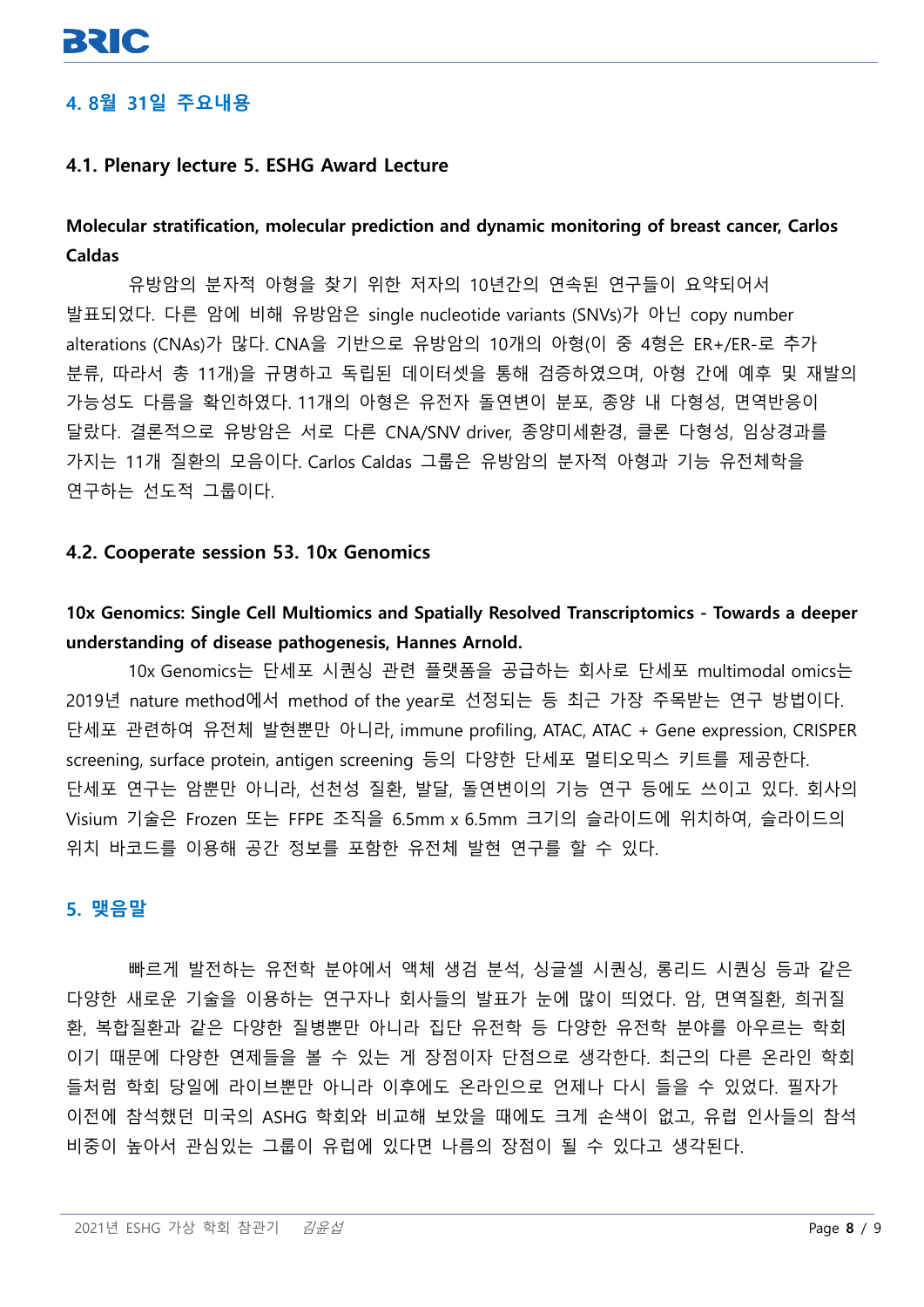## 4. 8월 31일 주요내용

### 4.1. Plenary lecture 5. ESHG Award Lecture

**Molecular stratification, molecular prediction and dynamic monitoring of breast cancer, Carlos Caldas**

유방암의 분자적 아형을 찾기 위한 저자의 10년간의 연속된 연구들이 요약되어서 발표되었다. 다른 암에 비해 유방암은 single nucleotide variants (SNVs)가 아닌 copy number alterations (CNAs)가 많다. CNA을 기반으로 유방암의 10개의 아형(이 중 4형은 ER+/ER-로 추가 분류, 따라서 총 11개)을 규명하고 독립된 데이터셋을 통해 검증하였으며, 아형 간에 예후 및 재발의 가능성도 다름을 확인하였다. 11개의 아형은 유전자 돌연변이 분포, 종양 내 다형성, 면역반응이 달랐다. 결론적으로 유방암은 서로 다른 CNA/SNV driver, 종양미세환경, 클론 다형성, 임상경과를 가지는 11개 질환의 모음이다. Carlos Caldas 그룹은 유방암의 분자적 아형과 기능 유전체학을 연구하는 선도적 그룹이다.

### 4.2. Cooperate session 53. 10x Genomics

**10x Genomics: Single Cell Multiomics and Spatially Resolved Transcriptomics - Towards a deeper understanding of disease pathogenesis, Hannes Arnold.**

10x Genomics는 단세포 시퀀싱 관련 플랫폼을 공급하는 회사로 단세포 multimodal omics는 2019년 nature method에서 method of the year로 선정되는 등 최근 가장 주목받는 연구 방법이다. 단세포 관련하여 유전체 발현뿐만 아니라, immune profiling, ATAC, ATAC + Gene expression, CRISPER screening, surface protein, antigen screening 등의 다양한 단세포 멀티오믹스 키트를 제공한다. 단세포 연구는 암뿐만 아니라, 선천성 질환, 발달, 돌연변이의 기능 연구 등에도 쓰이고 있다. 회사의 Visium 기술은 Frozen 또는 FFPE 조직을 6.5mm x 6.5mm 크기의 슬라이드에 위치하여, 슬라이드의 위치 바코드를 이용해 공간 정보를 포함한 유전체 발현 연구를 할 수 있다.

## 5. 맺음말

빠르게 발전하는 유전학 분야에서 액체 생검 분석, 싱글셀 시퀀싱, 롱리드 시퀀싱 등과 같은 다양한 새로운 기술을 이용하는 연구자나 회사들의 발표가 눈에 많이 띄었다. 암, 면역질환, 희귀질환, 복합질환과 같은 다양한 질병뿐만 아니라 집단 유전학 등 다양한 유전학 분야를 아우르는 학회이기 때문에 다양한 연제들을 볼 수 있는 게 장점이자 단점으로 생각한다. 최근의 다른 온라인 학회들처럼 학회 당일에 라이브뿐만 아니라 이후에도 온라인으로 언제나 다시 들을 수 있었다. 필자가 이전에 참석했던 미국의 ASHG 학회와 비교해 보았을 때에도 크게 손색이 없고, 유럽 인사들의 참석 비중이 높아서 관심있는 그룹이 유럽에 있다면 나름의 장점이 될 수 있다고 생각된다.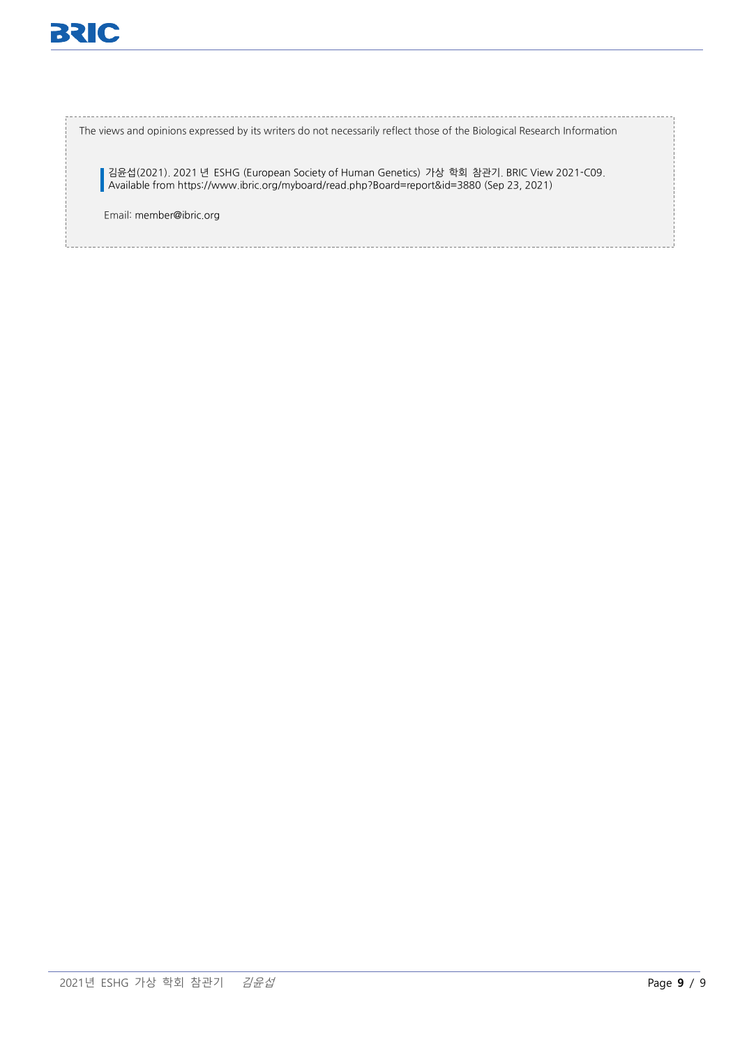The views and opinions expressed by its writers do not necessarily reflect those of the Biological Research Information

> 김윤섭(2021). 2021 년 ESHG (European Society of Human Genetics) 가상 학회 참관기. BRIC View 2021-C09.
> Available from https://www.ibric.org/myboard/read.php?Board=report&id=3880 (Sep 23, 2021)

Email: member@ibric.org